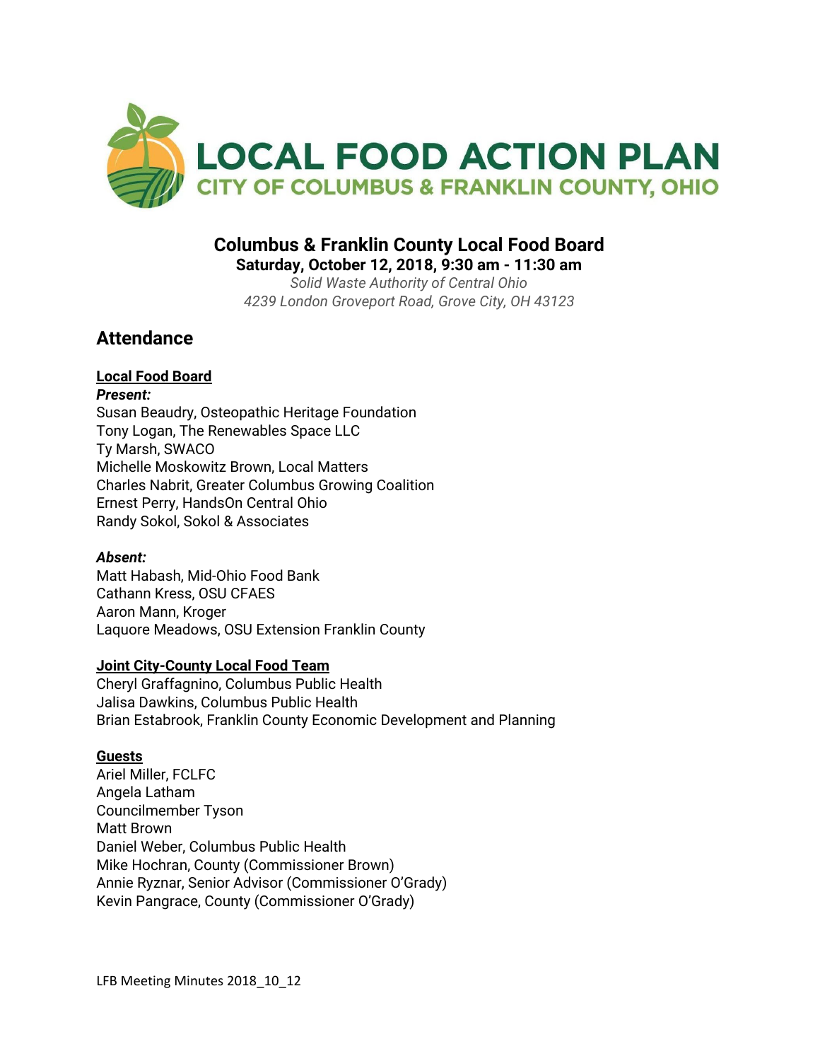# LOCAL FOOD ACTION PLAN

## CITY OF COLUMBUS & FRANKLIN COUNTY, OHIO

**Columbus & Franklin County Local Food Board**
**Saturday, October 12, 2018, 9:30 am - 11:30 am**
*Solid Waste Authority of Central Ohio*
*4239 London Groveport Road, Grove City, OH 43123*

## Attendance

**Local Food Board**

***Present:***
Susan Beaudry, Osteopathic Heritage Foundation
Tony Logan, The Renewables Space LLC
Ty Marsh, SWACO
Michelle Moskowitz Brown, Local Matters
Charles Nabrit, Greater Columbus Growing Coalition
Ernest Perry, HandsOn Central Ohio
Randy Sokol, Sokol & Associates

***Absent:***
Matt Habash, Mid-Ohio Food Bank
Cathann Kress, OSU CFAES
Aaron Mann, Kroger
Laquore Meadows, OSU Extension Franklin County

**Joint City-County Local Food Team**
Cheryl Graffagnino, Columbus Public Health
Jalisa Dawkins, Columbus Public Health
Brian Estabrook, Franklin County Economic Development and Planning

**Guests**
Ariel Miller, FCLFC
Angela Latham
Councilmember Tyson
Matt Brown
Daniel Weber, Columbus Public Health
Mike Hochran, County (Commissioner Brown)
Annie Ryznar, Senior Advisor (Commissioner O'Grady)
Kevin Pangrace, County (Commissioner O'Grady)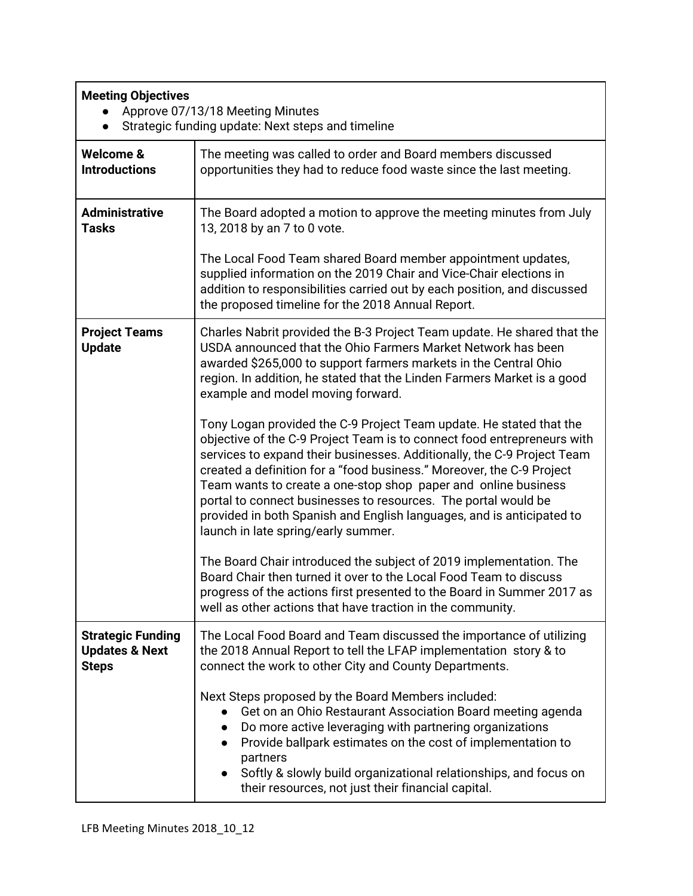| **Meeting Objectives**<br>● Approve 07/13/18 Meeting Minutes<br>● Strategic funding update: Next steps and timeline | |
|---|---|
| **Welcome & Introductions** | The meeting was called to order and Board members discussed opportunities they had to reduce food waste since the last meeting. |
| **Administrative Tasks** | The Board adopted a motion to approve the meeting minutes from July 13, 2018 by an 7 to 0 vote.<br><br>The Local Food Team shared Board member appointment updates, supplied information on the 2019 Chair and Vice-Chair elections in addition to responsibilities carried out by each position, and discussed the proposed timeline for the 2018 Annual Report. |
| **Project Teams Update** | Charles Nabrit provided the B-3 Project Team update. He shared that the USDA announced that the Ohio Farmers Market Network has been awarded $265,000 to support farmers markets in the Central Ohio region. In addition, he stated that the Linden Farmers Market is a good example and model moving forward.<br><br>Tony Logan provided the C-9 Project Team update. He stated that the objective of the C-9 Project Team is to connect food entrepreneurs with services to expand their businesses. Additionally, the C-9 Project Team created a definition for a "food business." Moreover, the C-9 Project Team wants to create a one-stop shop paper and online business portal to connect businesses to resources. The portal would be provided in both Spanish and English languages, and is anticipated to launch in late spring/early summer.<br><br>The Board Chair introduced the subject of 2019 implementation. The Board Chair then turned it over to the Local Food Team to discuss progress of the actions first presented to the Board in Summer 2017 as well as other actions that have traction in the community. |
| **Strategic Funding Updates & Next Steps** | The Local Food Board and Team discussed the importance of utilizing the 2018 Annual Report to tell the LFAP implementation story & to connect the work to other City and County Departments.<br><br>Next Steps proposed by the Board Members included:<br>● Get on an Ohio Restaurant Association Board meeting agenda<br>● Do more active leveraging with partnering organizations<br>● Provide ballpark estimates on the cost of implementation to partners<br>● Softly & slowly build organizational relationships, and focus on their resources, not just their financial capital. |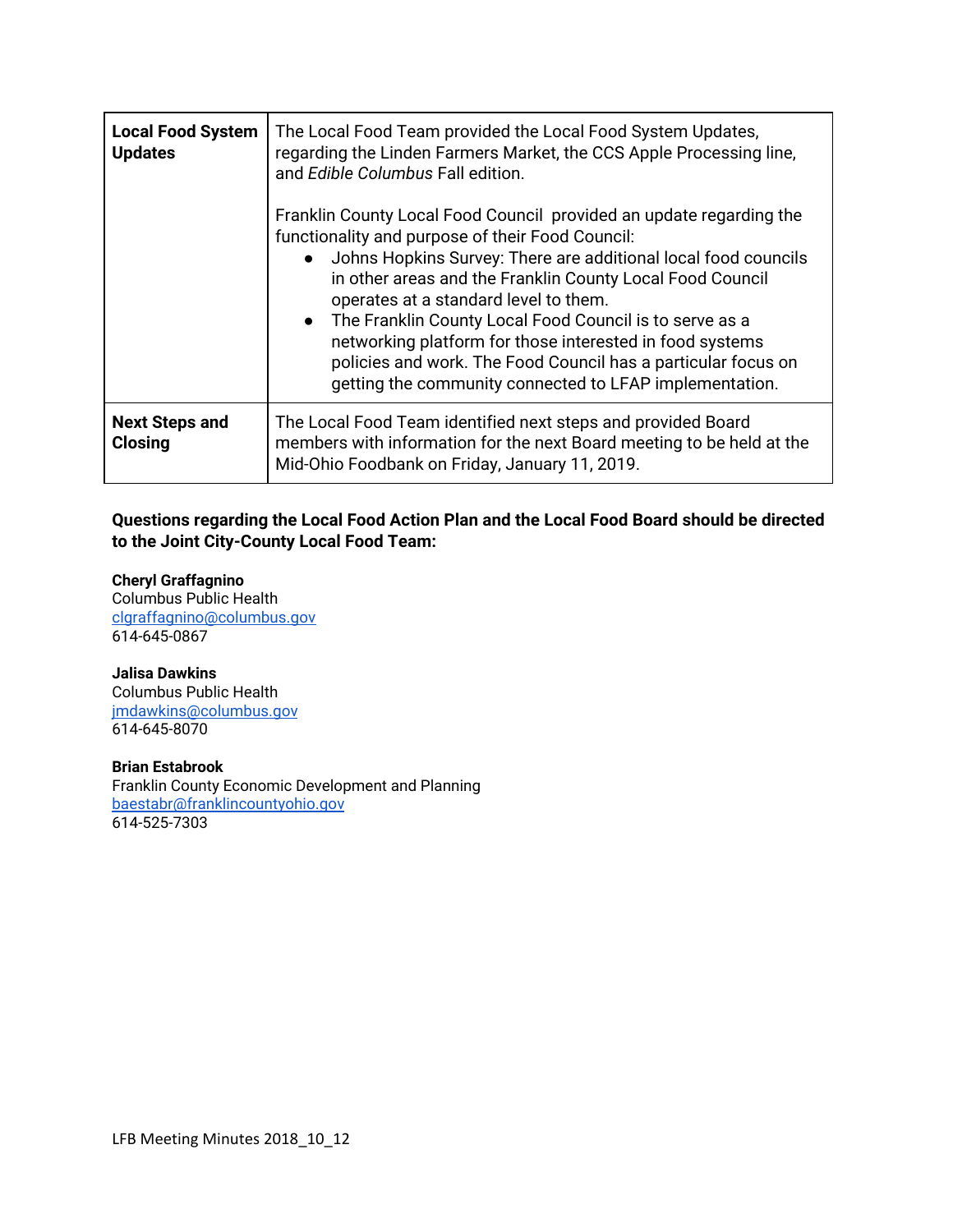| | |
|---|---|
| **Local Food System Updates** | The Local Food Team provided the Local Food System Updates, regarding the Linden Farmers Market, the CCS Apple Processing line, and *Edible Columbus* Fall edition.<br><br>Franklin County Local Food Council provided an update regarding the functionality and purpose of their Food Council:<br>● Johns Hopkins Survey: There are additional local food councils in other areas and the Franklin County Local Food Council operates at a standard level to them.<br>● The Franklin County Local Food Council is to serve as a networking platform for those interested in food systems policies and work. The Food Council has a particular focus on getting the community connected to LFAP implementation. |
| **Next Steps and Closing** | The Local Food Team identified next steps and provided Board members with information for the next Board meeting to be held at the Mid-Ohio Foodbank on Friday, January 11, 2019. |

**Questions regarding the Local Food Action Plan and the Local Food Board should be directed to the Joint City-County Local Food Team:**

**Cheryl Graffagnino**
Columbus Public Health
clgraffagnino@columbus.gov
614-645-0867

**Jalisa Dawkins**
Columbus Public Health
jmdawkins@columbus.gov
614-645-8070

**Brian Estabrook**
Franklin County Economic Development and Planning
baestabr@franklincountyohio.gov
614-525-7303